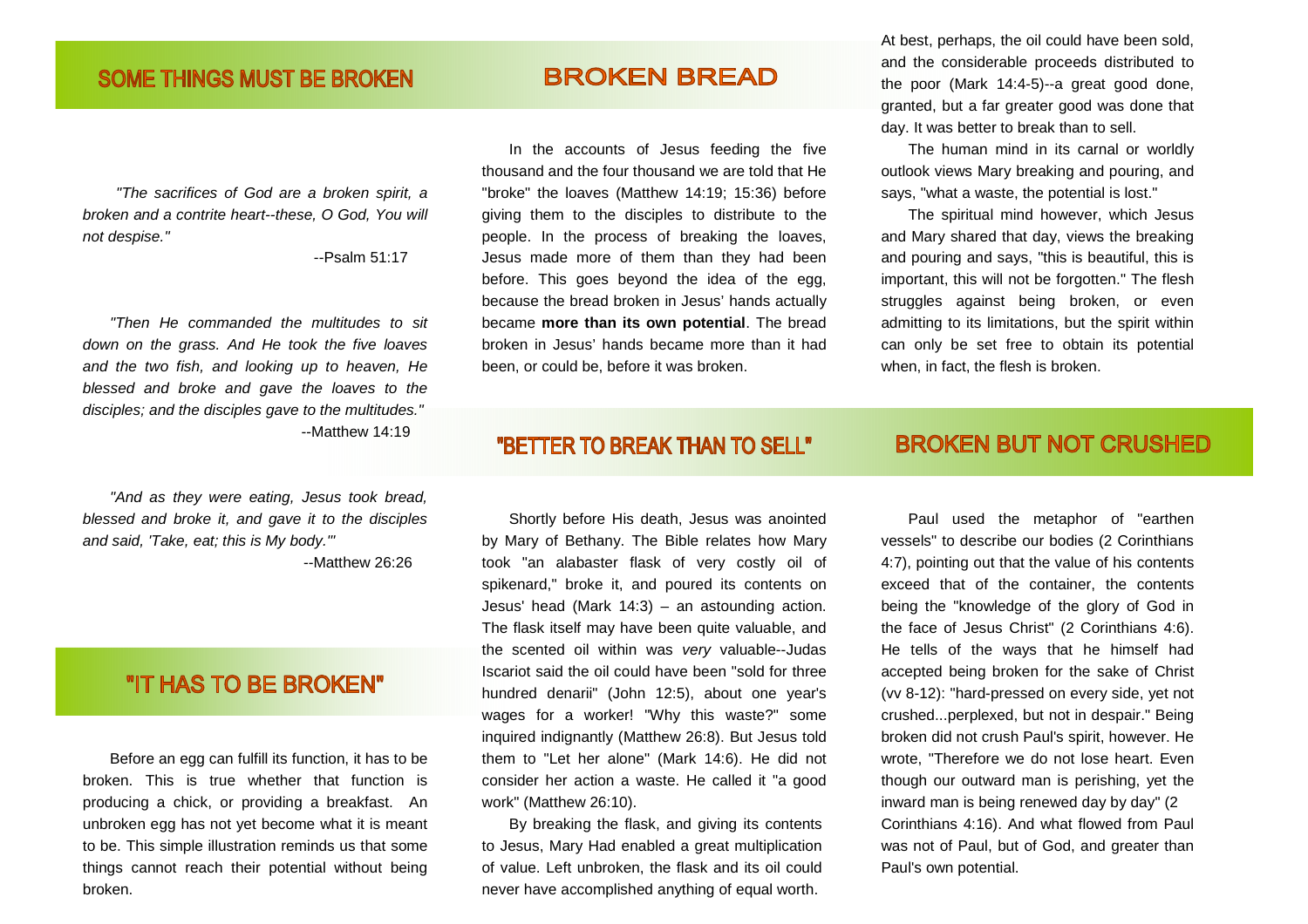## SOME THINGS MUST BE BROKEN

*"The sacrifices of God are a broken spirit, a broken and a contrite heart--these, O God, You will not despise."*

--Psalm 51:17

*"Then He commanded the multitudes to sit down on the grass. And He took the five loaves and the two fish, and looking up to heaven, He blessed and broke and gave the loaves to the disciples; and the disciples gave to the multitudes."*

--Matthew 14:19

*"And as they were eating, Jesus took bread, blessed and broke it, and gave it to the disciples and said, 'Take, eat; this is My body.'"*

--Matthew 26:26

## "IT HAS TO BE BROKEN"

Before an egg can fulfill its function, it has to be broken. This is true whether that function is producing a chick, or providing a breakfast. An unbroken egg has not yet become what it is meant to be. This simple illustration reminds us that some things cannot reach their potential without being broken.

## BROKEN BREAD

In the accounts of Jesus feeding the five thousand and the four thousand we are told that He "broke" the loaves (Matthew 14:19; 15:36) before giving them to the disciples to distribute to the people. In the process of breaking the loaves, Jesus made more of them than they had been before. This goes beyond the idea of the egg, because the bread broken in Jesus' hands actually became **more than its own potential**. The bread broken in Jesus' hands became more than it had been, or could be, before it was broken.

## "BETTER TO BREAK THAN TO SELL"

Shortly before His death, Jesus was anointed by Mary of Bethany. The Bible relates how Mary took "an alabaster flask of very costly oil of spikenard," broke it, and poured its contents on Jesus' head (Mark 14:3) – an astounding action. The flask itself may have been quite valuable, and the scented oil within was *very* valuable--Judas Iscariot said the oil could have been "sold for three hundred denarii" (John 12:5), about one year's wages for a worker! "Why this waste?" some inquired indignantly (Matthew 26:8). But Jesus told them to "Let her alone" (Mark 14:6). He did not consider her action a waste. He called it "a good work" (Matthew 26:10).

By breaking the flask, and giving its contents to Jesus, Mary Had enabled a great multiplication of value. Left unbroken, the flask and its oil could never have accomplished anything of equal worth. At best, perhaps, the oil could have been sold, and the considerable proceeds distributed to the poor (Mark 14:4-5)--a great good done, granted, but a far greater good was done that day. It was better to break than to sell.

The human mind in its carnal or worldly outlook views Mary breaking and pouring, and says, "what a waste, the potential is lost."

The spiritual mind however, which Jesus and Mary shared that day, views the breaking and pouring and says, "this is beautiful, this is important, this will not be forgotten." The flesh struggles against being broken, or even admitting to its limitations, but the spirit within can only be set free to obtain its potential when, in fact, the flesh is broken.

## BROKEN BUT NOT CRUSHED

Paul used the metaphor of "earthen vessels" to describe our bodies (2 Corinthians 4:7), pointing out that the value of his contents exceed that of the container, the contents being the "knowledge of the glory of God in the face of Jesus Christ" (2 Corinthians 4:6). He tells of the ways that he himself had accepted being broken for the sake of Christ (vv 8-12): "hard-pressed on every side, yet not crushed...perplexed, but not in despair." Being broken did not crush Paul's spirit, however. He wrote, "Therefore we do not lose heart. Even though our outward man is perishing, yet the inward man is being renewed day by day" (2 Corinthians 4:16). And what flowed from Paul was not of Paul, but of God, and greater than Paul's own potential.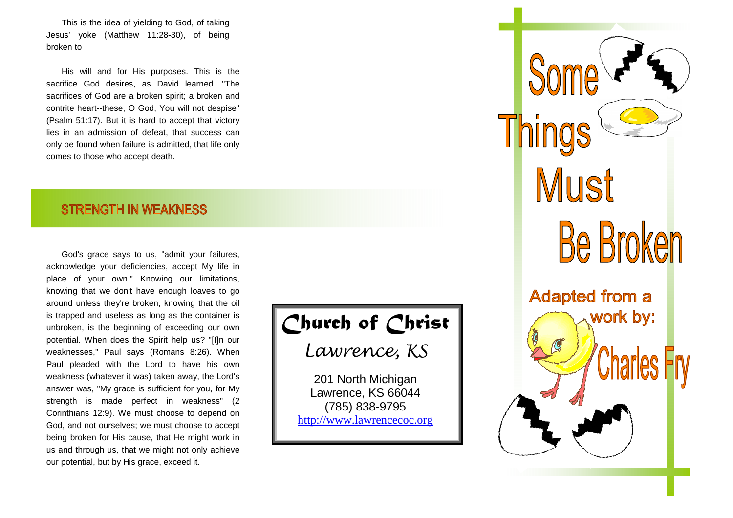This is the idea of yielding to God, of taking Jesus' yoke (Matthew 11:28-30), of being broken to

His will and for His purposes. This is the sacrifice God desires, as David learned. "The sacrifices of God are a broken spirit; a broken and contrite heart--these, O God, You will not despise" (Psalm 51:17). But it is hard to accept that victory lies in an admission of defeat, that success can only be found when failure is admitted, that life only comes to those who accept death.

## STRENGTH IN WEAKNESS

God's grace says to us, "admit your failures, acknowledge your deficiencies, accept My life in place of your own." Knowing our limitations, knowing that we don't have enough loaves to go around unless they're broken, knowing that the oil is trapped and useless as long as the container is unbroken, is the beginning of exceeding our own potential. When does the Spirit help us? "[I]n our weaknesses," Paul says (Romans 8:26). When Paul pleaded with the Lord to have his own weakness (whatever it was) taken away, the Lord's answer was, "My grace is sufficient for you, for My strength is made perfect in weakness" (2 Corinthians 12:9). We must choose to depend on God, and not ourselves; we must choose to accept being broken for His cause, that He might work in us and through us, that we might not only achieve our potential, but by His grace, exceed it.

**Church of Christ**

*Lawrence, KS*

201 North Michigan
Lawrence, KS 66044
(785) 838-9795
http://www.lawrencecoc.org

# Some Things Must Be Broken

**Adapted from a work by:**

**Charles Fry**